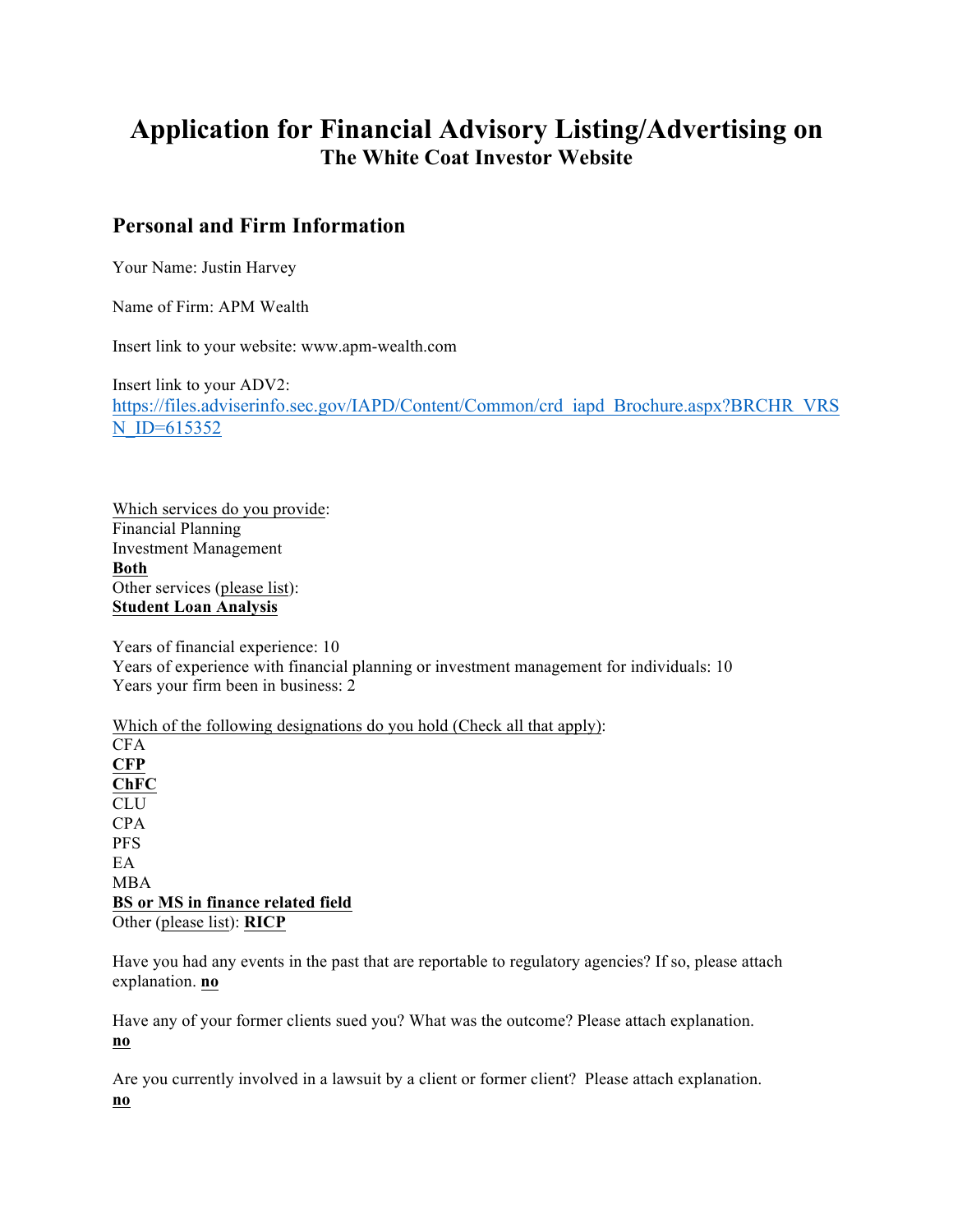# Application for Financial Advisory Listing/Advertising on
## The White Coat Investor Website

## Personal and Firm Information

Your Name: Justin Harvey

Name of Firm: APM Wealth

Insert link to your website: www.apm-wealth.com

Insert link to your ADV2:
https://files.adviserinfo.sec.gov/IAPD/Content/Common/crd_iapd_Brochure.aspx?BRCHR_VRSN_ID=615352

Which services do you provide:
Financial Planning
Investment Management
**Both**
Other services (please list):
**Student Loan Analysis**

Years of financial experience: 10
Years of experience with financial planning or investment management for individuals: 10
Years your firm been in business: 2

Which of the following designations do you hold (Check all that apply):
CFA
**CFP**
**ChFC**
CLU
CPA
PFS
EA
MBA
**BS or MS in finance related field**
Other (please list): **RICP**

Have you had any events in the past that are reportable to regulatory agencies? If so, please attach explanation. **no**

Have any of your former clients sued you? What was the outcome? Please attach explanation.
**no**

Are you currently involved in a lawsuit by a client or former client? Please attach explanation.
**no**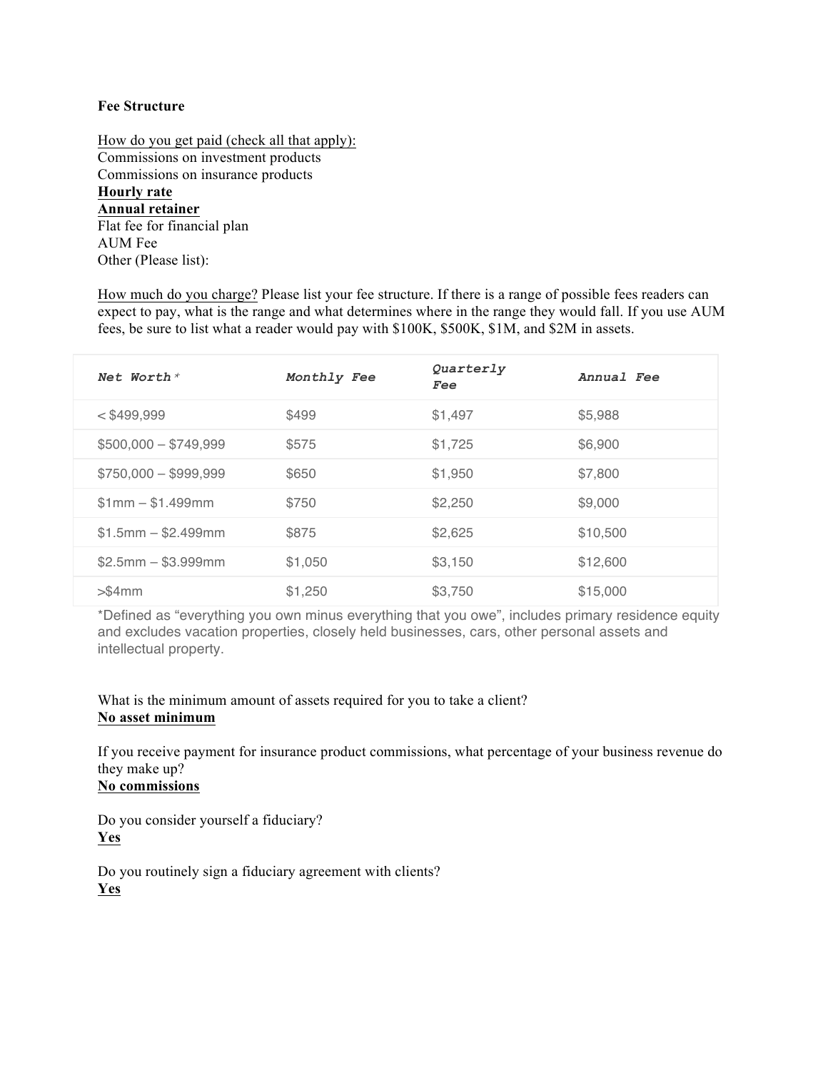**Fee Structure**

<u>How do you get paid (check all that apply):</u>
Commissions on investment products
Commissions on insurance products
**<u>Hourly rate</u>**
**<u>Annual retainer</u>**
Flat fee for financial plan
AUM Fee
Other (Please list):

<u>How much do you charge?</u> Please list your fee structure. If there is a range of possible fees readers can expect to pay, what is the range and what determines where in the range they would fall. If you use AUM fees, be sure to list what a reader would pay with $100K, $500K, $1M, and $2M in assets.

| *Net Worth** | *Monthly Fee* | *Quarterly Fee* | *Annual Fee* |
|---|---|---|---|
| < $499,999 | $499 | $1,497 | $5,988 |
| $500,000 – $749,999 | $575 | $1,725 | $6,900 |
| $750,000 – $999,999 | $650 | $1,950 | $7,800 |
| $1mm – $1.499mm | $750 | $2,250 | $9,000 |
| $1.5mm – $2.499mm | $875 | $2,625 | $10,500 |
| $2.5mm – $3.999mm | $1,050 | $3,150 | $12,600 |
| >$4mm | $1,250 | $3,750 | $15,000 |

*Defined as "everything you own minus everything that you owe", includes primary residence equity and excludes vacation properties, closely held businesses, cars, other personal assets and intellectual property.

What is the minimum amount of assets required for you to take a client?
**<u>No asset minimum</u>**

If you receive payment for insurance product commissions, what percentage of your business revenue do they make up?
**<u>No commissions</u>**

Do you consider yourself a fiduciary?
**<u>Yes</u>**

Do you routinely sign a fiduciary agreement with clients?
**<u>Yes</u>**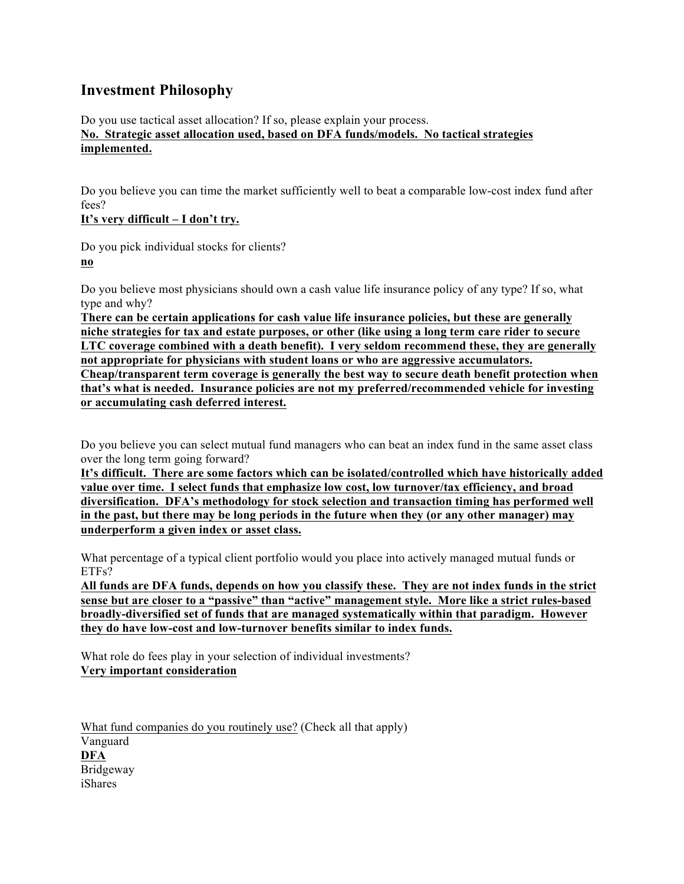## Investment Philosophy

Do you use tactical asset allocation? If so, please explain your process.
**No. Strategic asset allocation used, based on DFA funds/models. No tactical strategies implemented.**

Do you believe you can time the market sufficiently well to beat a comparable low-cost index fund after fees?
**It's very difficult – I don't try.**

Do you pick individual stocks for clients?
**no**

Do you believe most physicians should own a cash value life insurance policy of any type? If so, what type and why?
**There can be certain applications for cash value life insurance policies, but these are generally niche strategies for tax and estate purposes, or other (like using a long term care rider to secure LTC coverage combined with a death benefit). I very seldom recommend these, they are generally not appropriate for physicians with student loans or who are aggressive accumulators. Cheap/transparent term coverage is generally the best way to secure death benefit protection when that's what is needed. Insurance policies are not my preferred/recommended vehicle for investing or accumulating cash deferred interest.**

Do you believe you can select mutual fund managers who can beat an index fund in the same asset class over the long term going forward?
**It's difficult. There are some factors which can be isolated/controlled which have historically added value over time. I select funds that emphasize low cost, low turnover/tax efficiency, and broad diversification. DFA's methodology for stock selection and transaction timing has performed well in the past, but there may be long periods in the future when they (or any other manager) may underperform a given index or asset class.**

What percentage of a typical client portfolio would you place into actively managed mutual funds or ETFs?
**All funds are DFA funds, depends on how you classify these. They are not index funds in the strict sense but are closer to a "passive" than "active" management style. More like a strict rules-based broadly-diversified set of funds that are managed systematically within that paradigm. However they do have low-cost and low-turnover benefits similar to index funds.**

What role do fees play in your selection of individual investments?
**Very important consideration**

What fund companies do you routinely use? (Check all that apply)
Vanguard
**DFA**
Bridgeway
iShares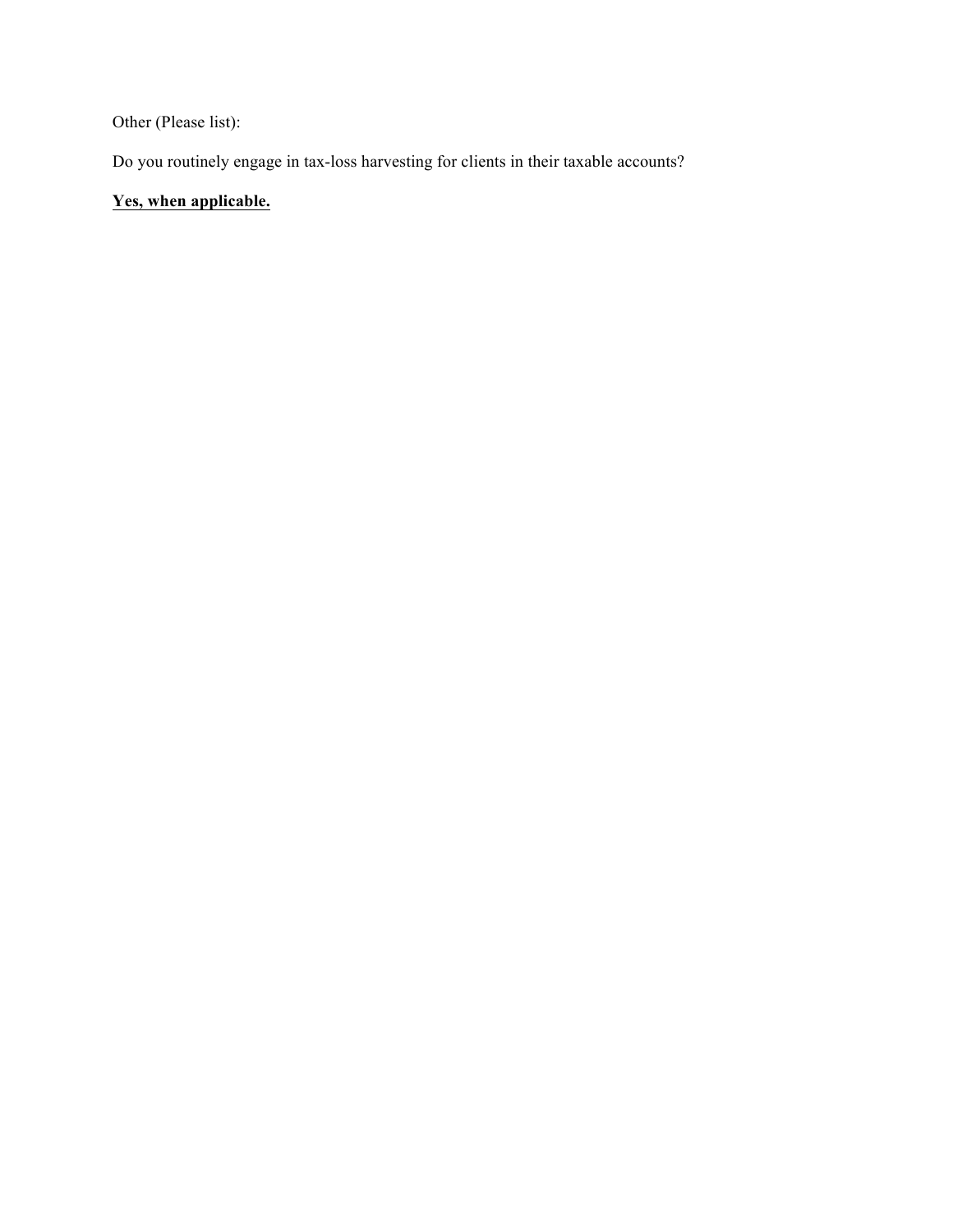Other (Please list):

Do you routinely engage in tax-loss harvesting for clients in their taxable accounts?

<u>**Yes, when applicable.**</u>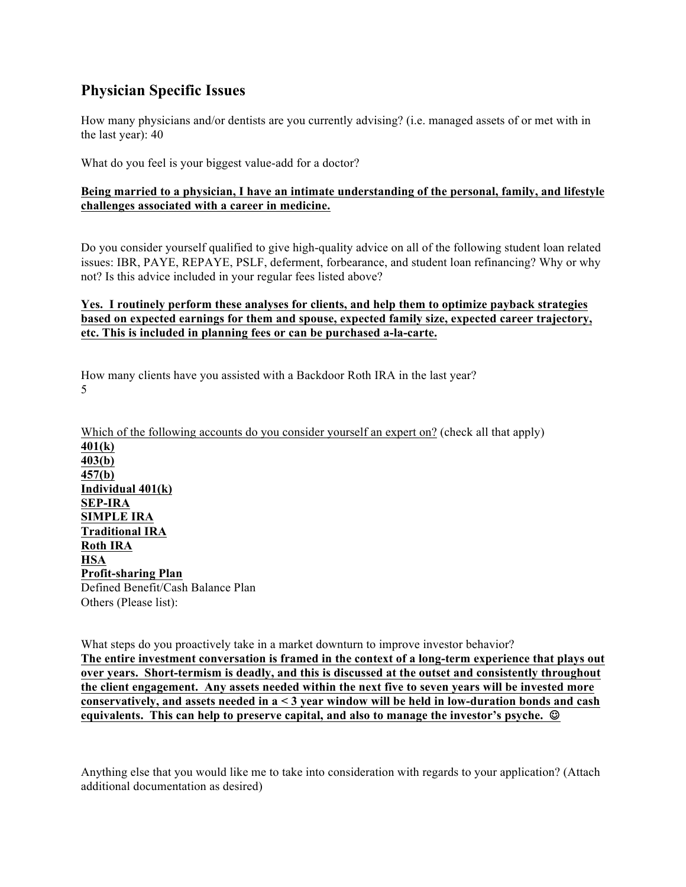## Physician Specific Issues

How many physicians and/or dentists are you currently advising? (i.e. managed assets of or met with in the last year): 40

What do you feel is your biggest value-add for a doctor?

**<u>Being married to a physician, I have an intimate understanding of the personal, family, and lifestyle challenges associated with a career in medicine.</u>**

Do you consider yourself qualified to give high-quality advice on all of the following student loan related issues: IBR, PAYE, REPAYE, PSLF, deferment, forbearance, and student loan refinancing? Why or why not? Is this advice included in your regular fees listed above?

**<u>Yes. I routinely perform these analyses for clients, and help them to optimize payback strategies based on expected earnings for them and spouse, expected family size, expected career trajectory, etc. This is included in planning fees or can be purchased a-la-carte.</u>**

How many clients have you assisted with a Backdoor Roth IRA in the last year?
5

<u>Which of the following accounts do you consider yourself an expert on?</u> (check all that apply)

**<u>401(k)</u>**
**<u>403(b)</u>**
**<u>457(b)</u>**
**<u>Individual 401(k)</u>**
**<u>SEP-IRA</u>**
**<u>SIMPLE IRA</u>**
**<u>Traditional IRA</u>**
**<u>Roth IRA</u>**
**<u>HSA</u>**
**<u>Profit-sharing Plan</u>**
Defined Benefit/Cash Balance Plan
Others (Please list):

What steps do you proactively take in a market downturn to improve investor behavior?
**<u>The entire investment conversation is framed in the context of a long-term experience that plays out over years. Short-termism is deadly, and this is discussed at the outset and consistently throughout the client engagement. Any assets needed within the next five to seven years will be invested more conservatively, and assets needed in a < 3 year window will be held in low-duration bonds and cash equivalents. This can help to preserve capital, and also to manage the investor's psyche. ☺</u>**

Anything else that you would like me to take into consideration with regards to your application? (Attach additional documentation as desired)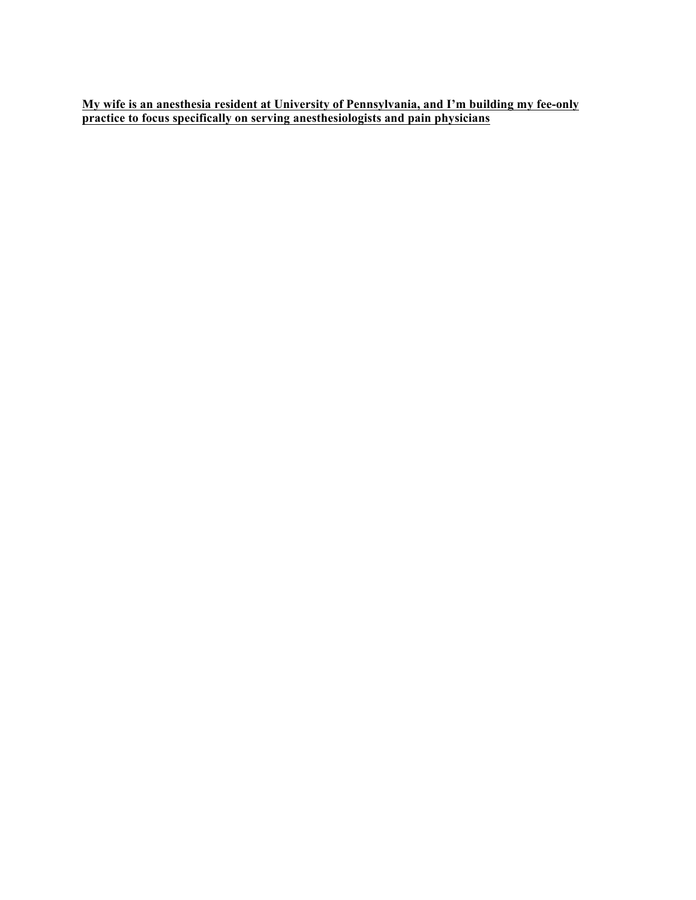**My wife is an anesthesia resident at University of Pennsylvania, and I'm building my fee-only practice to focus specifically on serving anesthesiologists and pain physicians**